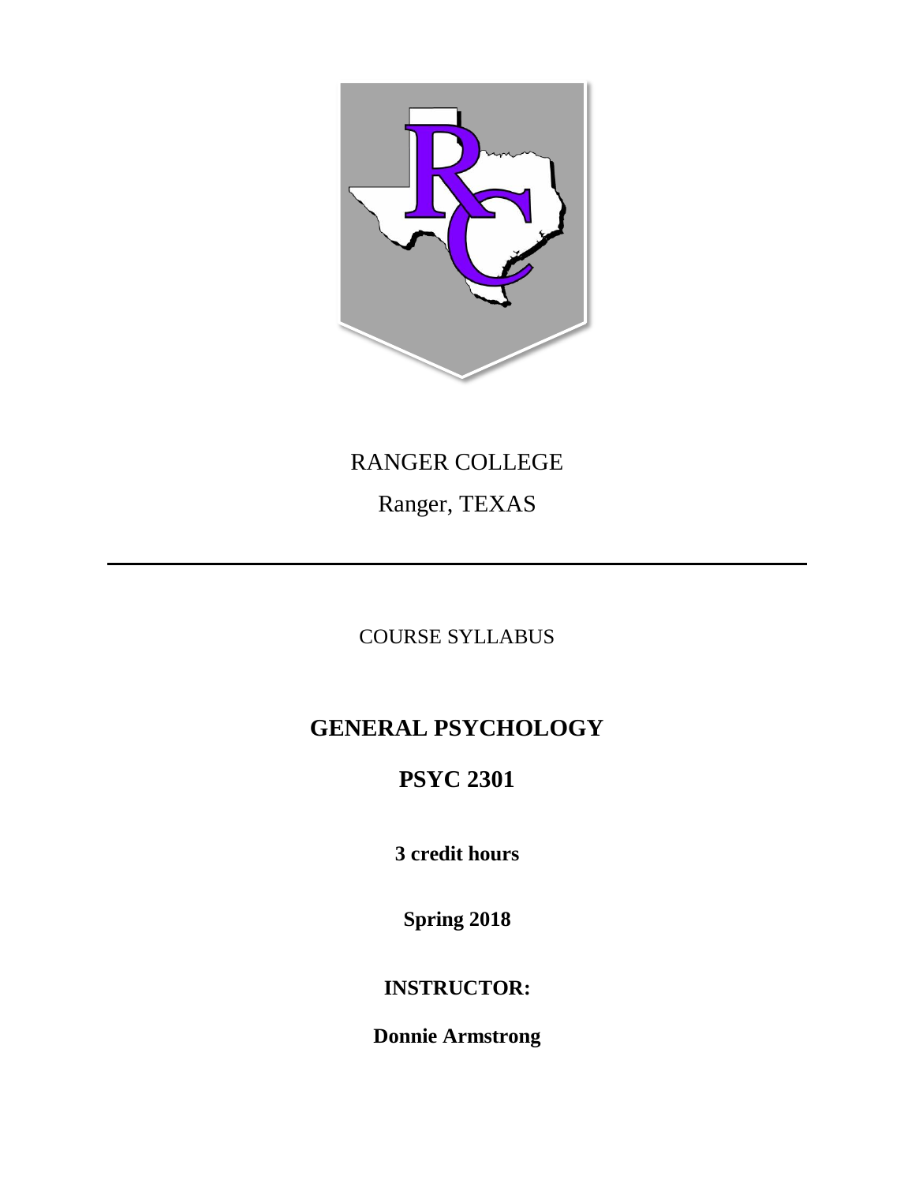RANGER COLLEGE

Ranger, TEXAS

---

COURSE SYLLABUS

# GENERAL PSYCHOLOGY

## PSYC 2301

**3 credit hours**

**Spring 2018**

**INSTRUCTOR:**

**Donnie Armstrong**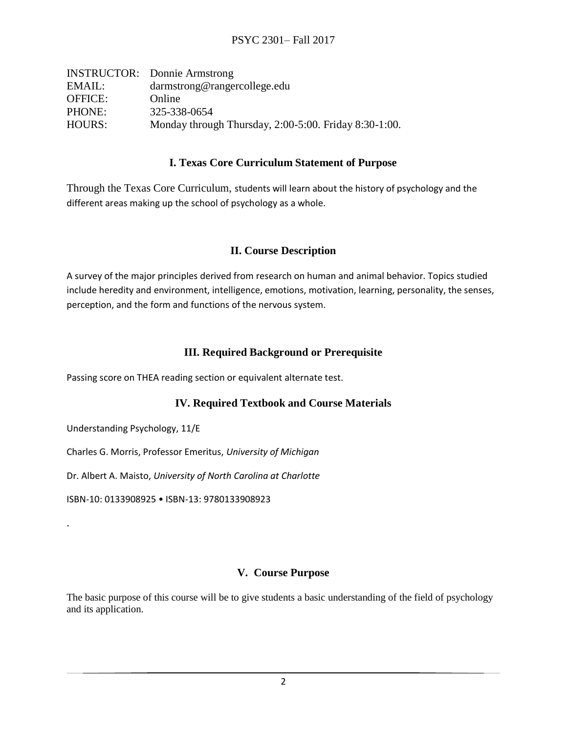INSTRUCTOR: Donnie Armstrong
EMAIL: darmstrong@rangercollege.edu
OFFICE: Online
PHONE: 325-338-0654
HOURS: Monday through Thursday, 2:00-5:00. Friday 8:30-1:00.

## I. Texas Core Curriculum Statement of Purpose

Through the Texas Core Curriculum, students will learn about the history of psychology and the different areas making up the school of psychology as a whole.

## II. Course Description

A survey of the major principles derived from research on human and animal behavior. Topics studied include heredity and environment, intelligence, emotions, motivation, learning, personality, the senses, perception, and the form and functions of the nervous system.

## III. Required Background or Prerequisite

Passing score on THEA reading section or equivalent alternate test.

## IV. Required Textbook and Course Materials

Understanding Psychology, 11/E

Charles G. Morris, Professor Emeritus, *University of Michigan*

Dr. Albert A. Maisto, *University of North Carolina at Charlotte*

ISBN-10: 0133908925 • ISBN-13: 9780133908923

.

## V. Course Purpose

The basic purpose of this course will be to give students a basic understanding of the field of psychology and its application.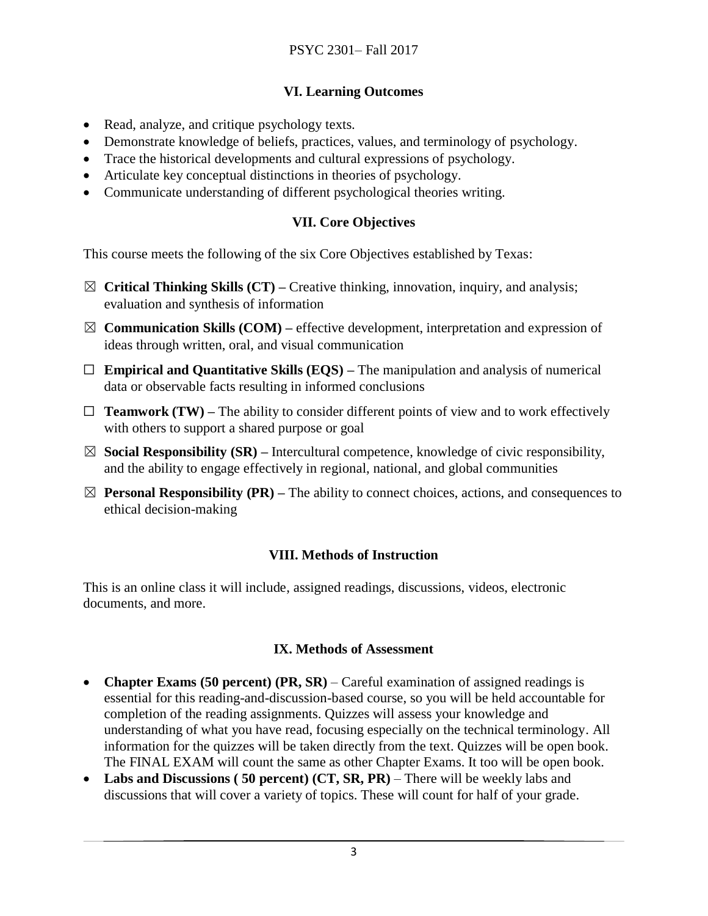## VI. Learning Outcomes

- Read, analyze, and critique psychology texts.
- Demonstrate knowledge of beliefs, practices, values, and terminology of psychology.
- Trace the historical developments and cultural expressions of psychology.
- Articulate key conceptual distinctions in theories of psychology.
- Communicate understanding of different psychological theories writing.

## VII. Core Objectives

This course meets the following of the six Core Objectives established by Texas:

☒ **Critical Thinking Skills (CT) –** Creative thinking, innovation, inquiry, and analysis; evaluation and synthesis of information

☒ **Communication Skills (COM) –** effective development, interpretation and expression of ideas through written, oral, and visual communication

☐ **Empirical and Quantitative Skills (EQS) –** The manipulation and analysis of numerical data or observable facts resulting in informed conclusions

☐ **Teamwork (TW) –** The ability to consider different points of view and to work effectively with others to support a shared purpose or goal

☒ **Social Responsibility (SR) –** Intercultural competence, knowledge of civic responsibility, and the ability to engage effectively in regional, national, and global communities

☒ **Personal Responsibility (PR) –** The ability to connect choices, actions, and consequences to ethical decision-making

## VIII. Methods of Instruction

This is an online class it will include, assigned readings, discussions, videos, electronic documents, and more.

## IX. Methods of Assessment

- **Chapter Exams (50 percent) (PR, SR)** – Careful examination of assigned readings is essential for this reading-and-discussion-based course, so you will be held accountable for completion of the reading assignments. Quizzes will assess your knowledge and understanding of what you have read, focusing especially on the technical terminology. All information for the quizzes will be taken directly from the text. Quizzes will be open book. The FINAL EXAM will count the same as other Chapter Exams. It too will be open book.
- **Labs and Discussions ( 50 percent) (CT, SR, PR)** – There will be weekly labs and discussions that will cover a variety of topics. These will count for half of your grade.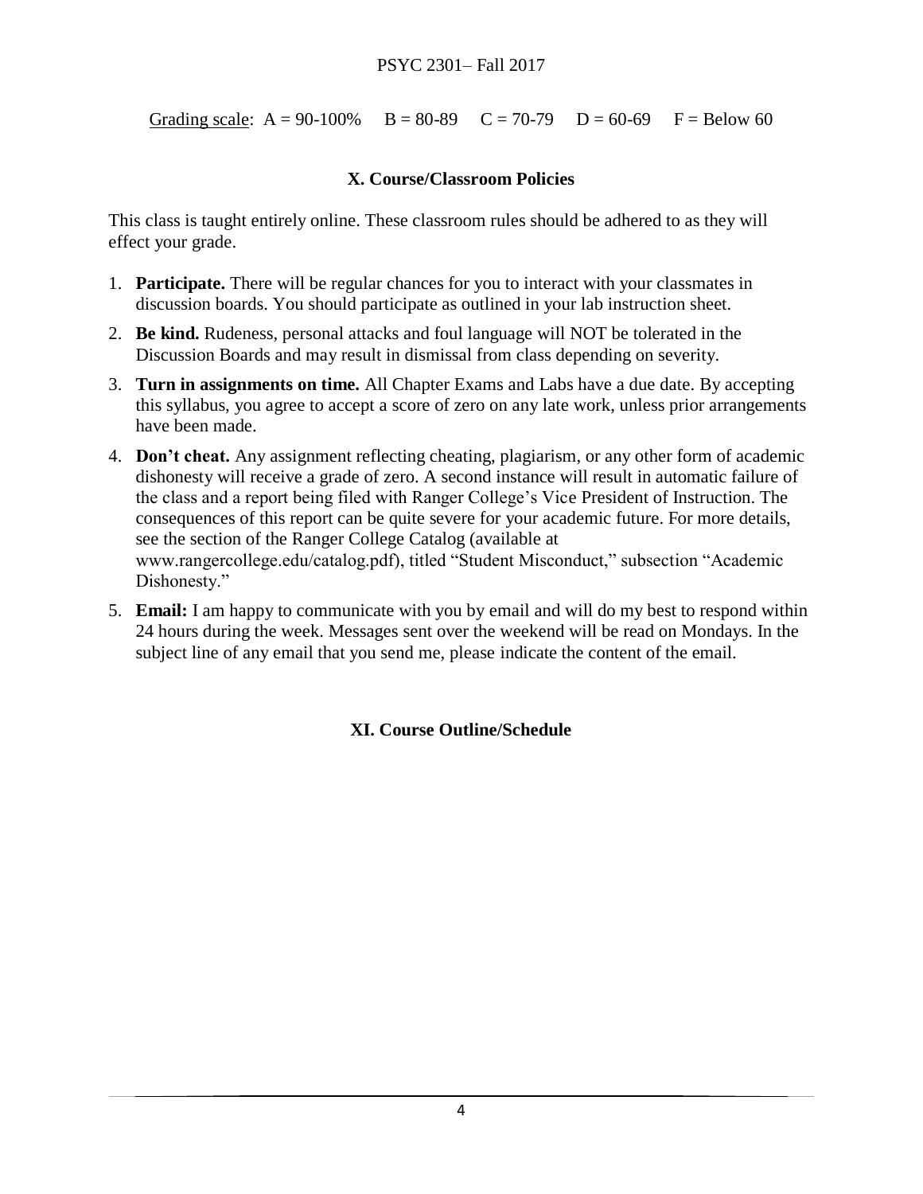Grading scale: A = 90-100%  B = 80-89  C = 70-79  D = 60-69  F = Below 60

## X. Course/Classroom Policies

This class is taught entirely online. These classroom rules should be adhered to as they will effect your grade.

1. **Participate.** There will be regular chances for you to interact with your classmates in discussion boards. You should participate as outlined in your lab instruction sheet.
2. **Be kind.** Rudeness, personal attacks and foul language will NOT be tolerated in the Discussion Boards and may result in dismissal from class depending on severity.
3. **Turn in assignments on time.** All Chapter Exams and Labs have a due date. By accepting this syllabus, you agree to accept a score of zero on any late work, unless prior arrangements have been made.
4. **Don't cheat.** Any assignment reflecting cheating, plagiarism, or any other form of academic dishonesty will receive a grade of zero. A second instance will result in automatic failure of the class and a report being filed with Ranger College's Vice President of Instruction. The consequences of this report can be quite severe for your academic future. For more details, see the section of the Ranger College Catalog (available at www.rangercollege.edu/catalog.pdf), titled "Student Misconduct," subsection "Academic Dishonesty."
5. **Email:** I am happy to communicate with you by email and will do my best to respond within 24 hours during the week. Messages sent over the weekend will be read on Mondays. In the subject line of any email that you send me, please indicate the content of the email.

## XI. Course Outline/Schedule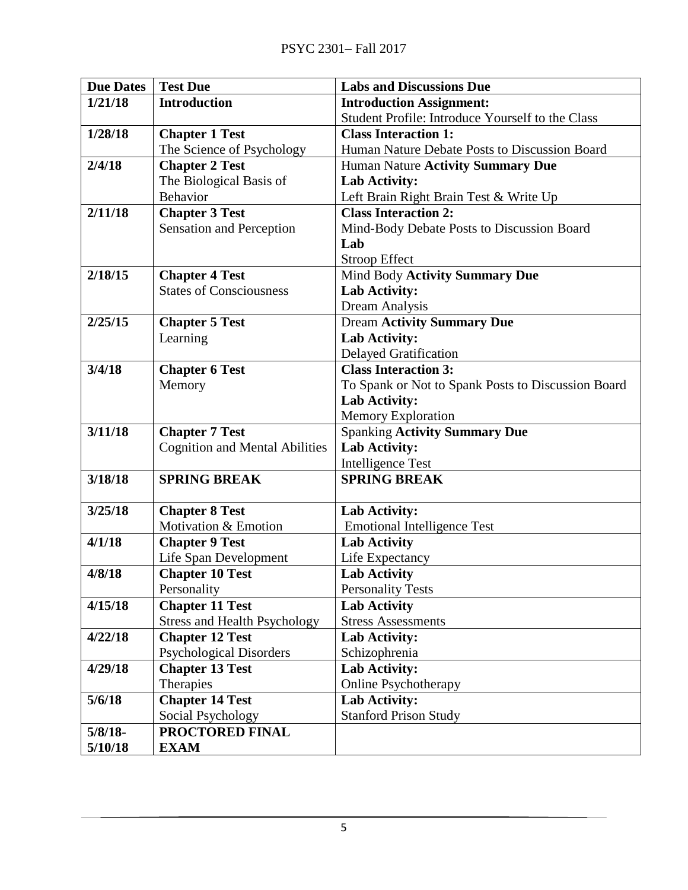| Due Dates | Test Due | Labs and Discussions Due |
| --- | --- | --- |
| **1/21/18** | **Introduction** | **Introduction Assignment:** Student Profile: Introduce Yourself to the Class |
| **1/28/18** | **Chapter 1 Test** The Science of Psychology | **Class Interaction 1:** Human Nature Debate Posts to Discussion Board |
| **2/4/18** | **Chapter 2 Test** The Biological Basis of Behavior | Human Nature **Activity Summary Due** **Lab Activity:** Left Brain Right Brain Test & Write Up |
| **2/11/18** | **Chapter 3 Test** Sensation and Perception | **Class Interaction 2:** Mind-Body Debate Posts to Discussion Board **Lab** Stroop Effect |
| **2/18/15** | **Chapter 4 Test** States of Consciousness | Mind Body **Activity Summary Due** **Lab Activity:** Dream Analysis |
| **2/25/15** | **Chapter 5 Test** Learning | Dream **Activity Summary Due** **Lab Activity:** Delayed Gratification |
| **3/4/18** | **Chapter 6 Test** Memory | **Class Interaction 3:** To Spank or Not to Spank Posts to Discussion Board **Lab Activity:** Memory Exploration |
| **3/11/18** | **Chapter 7 Test** Cognition and Mental Abilities | Spanking **Activity Summary Due** **Lab Activity:** Intelligence Test |
| **3/18/18** | **SPRING BREAK** | **SPRING BREAK** |
| **3/25/18** | **Chapter 8 Test** Motivation & Emotion | **Lab Activity:** Emotional Intelligence Test |
| **4/1/18** | **Chapter 9 Test** Life Span Development | **Lab Activity** Life Expectancy |
| **4/8/18** | **Chapter 10 Test** Personality | **Lab Activity** Personality Tests |
| **4/15/18** | **Chapter 11 Test** Stress and Health Psychology | **Lab Activity** Stress Assessments |
| **4/22/18** | **Chapter 12 Test** Psychological Disorders | **Lab Activity:** Schizophrenia |
| **4/29/18** | **Chapter 13 Test** Therapies | **Lab Activity:** Online Psychotherapy |
| **5/6/18** | **Chapter 14 Test** Social Psychology | **Lab Activity:** Stanford Prison Study |
| **5/8/18-5/10/18** | **PROCTORED FINAL EXAM** | |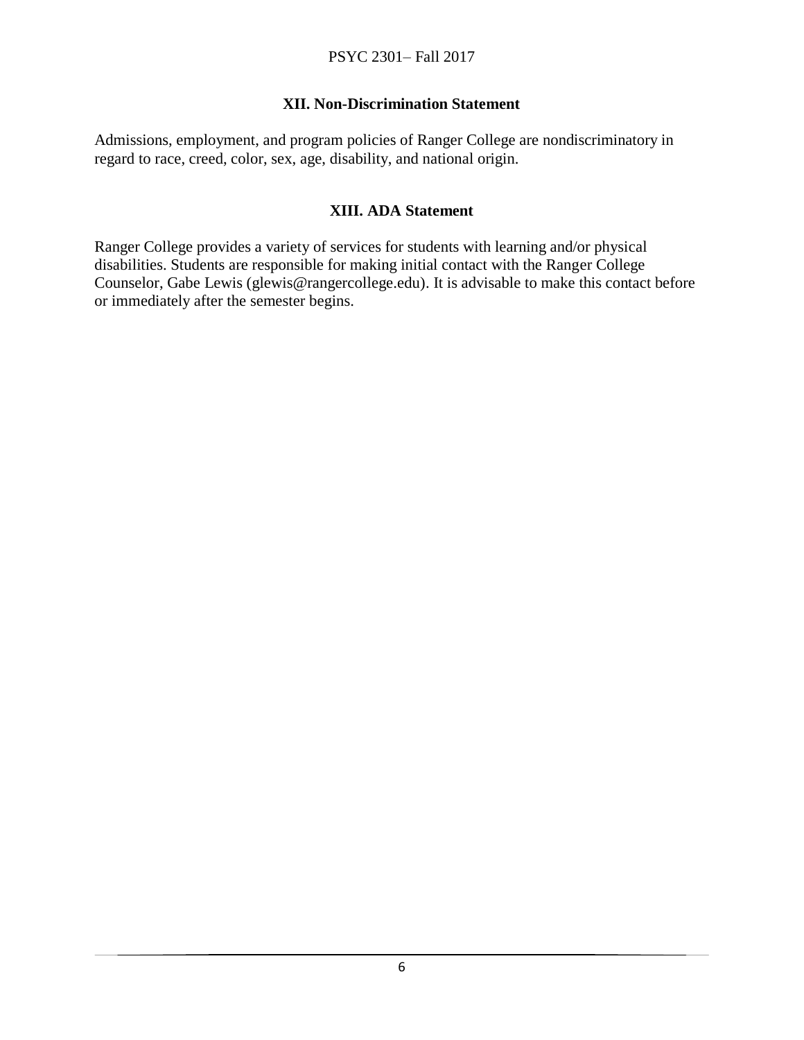## XII. Non-Discrimination Statement

Admissions, employment, and program policies of Ranger College are nondiscriminatory in regard to race, creed, color, sex, age, disability, and national origin.

## XIII. ADA Statement

Ranger College provides a variety of services for students with learning and/or physical disabilities. Students are responsible for making initial contact with the Ranger College Counselor, Gabe Lewis (glewis@rangercollege.edu). It is advisable to make this contact before or immediately after the semester begins.